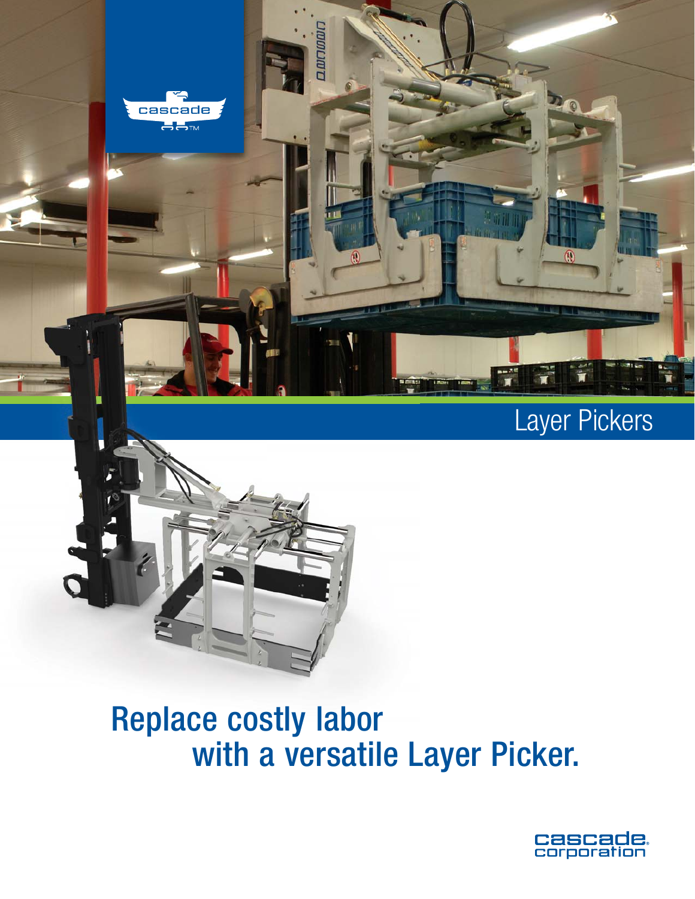# Layer Pickers

## Replace costly labor with a versatile Layer Picker.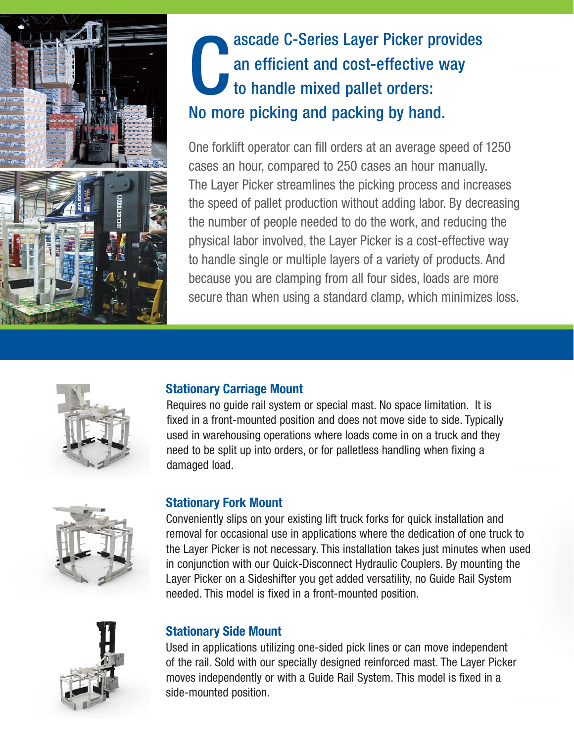# Cascade C-Series Layer Picker provides an efficient and cost-effective way to handle mixed pallet orders: No more picking and packing by hand.

One forklift operator can fill orders at an average speed of 1250 cases an hour, compared to 250 cases an hour manually. The Layer Picker streamlines the picking process and increases the speed of pallet production without adding labor. By decreasing the number of people needed to do the work, and reducing the physical labor involved, the Layer Picker is a cost-effective way to handle single or multiple layers of a variety of products. And because you are clamping from all four sides, loads are more secure than when using a standard clamp, which minimizes loss.

### Stationary Carriage Mount

Requires no guide rail system or special mast. No space limitation. It is fixed in a front-mounted position and does not move side to side. Typically used in warehousing operations where loads come in on a truck and they need to be split up into orders, or for palletless handling when fixing a damaged load.

### Stationary Fork Mount

Conveniently slips on your existing lift truck forks for quick installation and removal for occasional use in applications where the dedication of one truck to the Layer Picker is not necessary. This installation takes just minutes when used in conjunction with our Quick-Disconnect Hydraulic Couplers. By mounting the Layer Picker on a Sideshifter you get added versatility, no Guide Rail System needed. This model is fixed in a front-mounted position.

### Stationary Side Mount

Used in applications utilizing one-sided pick lines or can move independent of the rail. Sold with our specially designed reinforced mast. The Layer Picker moves independently or with a Guide Rail System. This model is fixed in a side-mounted position.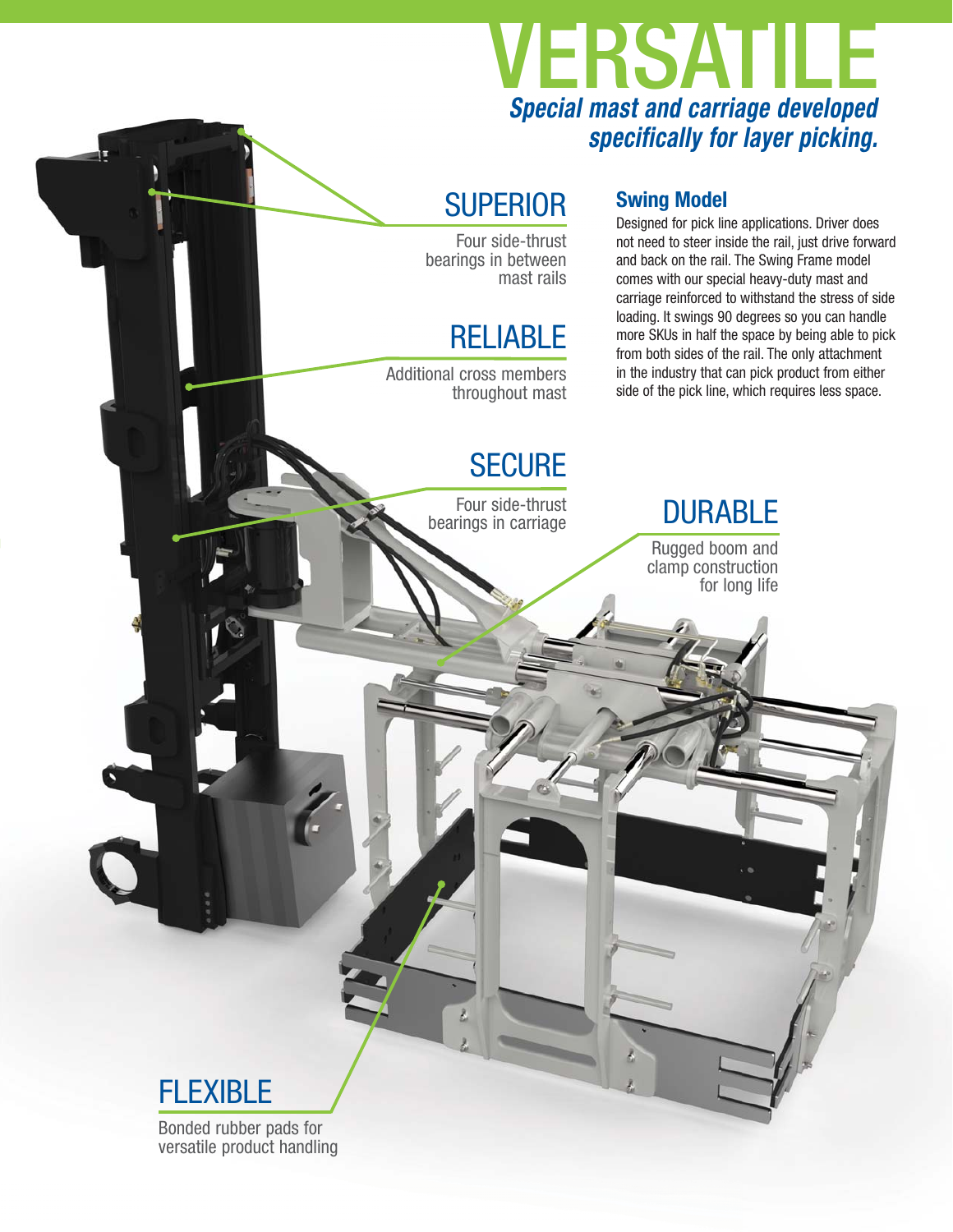# VERSATILE

***Special mast and carriage developed specifically for layer picking.***

## Swing Model

Designed for pick line applications. Driver does not need to steer inside the rail, just drive forward and back on the rail. The Swing Frame model comes with our special heavy-duty mast and carriage reinforced to withstand the stress of side loading. It swings 90 degrees so you can handle more SKUs in half the space by being able to pick from both sides of the rail. The only attachment in the industry that can pick product from either side of the pick line, which requires less space.

## SUPERIOR

Four side-thrust bearings in between mast rails

## RELIABLE

Additional cross members throughout mast

## SECURE

Four side-thrust bearings in carriage

## DURABLE

Rugged boom and clamp construction for long life

## FLEXIBLE

Bonded rubber pads for versatile product handling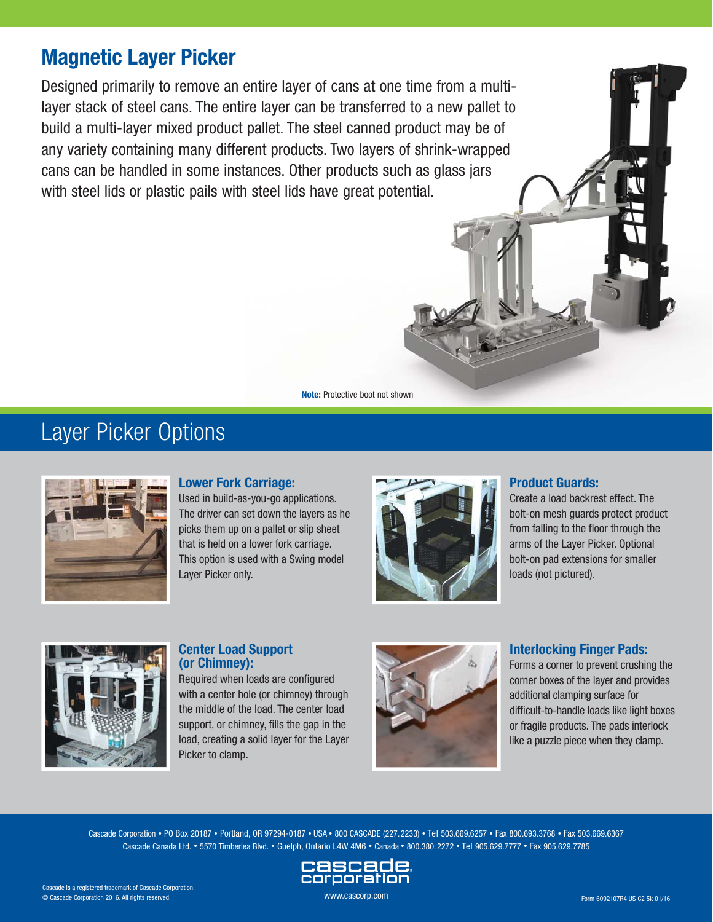## Magnetic Layer Picker

Designed primarily to remove an entire layer of cans at one time from a multi-layer stack of steel cans. The entire layer can be transferred to a new pallet to build a multi-layer mixed product pallet. The steel canned product may be of any variety containing many different products. Two layers of shrink-wrapped cans can be handled in some instances. Other products such as glass jars with steel lids or plastic pails with steel lids have great potential.

**Note:** Protective boot not shown

# Layer Picker Options

### Lower Fork Carriage:

Used in build-as-you-go applications. The driver can set down the layers as he picks them up on a pallet or slip sheet that is held on a lower fork carriage. This option is used with a Swing model Layer Picker only.

### Product Guards:

Create a load backrest effect. The bolt-on mesh guards protect product from falling to the floor through the arms of the Layer Picker. Optional bolt-on pad extensions for smaller loads (not pictured).

### Center Load Support (or Chimney):

Required when loads are configured with a center hole (or chimney) through the middle of the load. The center load support, or chimney, fills the gap in the load, creating a solid layer for the Layer Picker to clamp.

### Interlocking Finger Pads:

Forms a corner to prevent crushing the corner boxes of the layer and provides additional clamping surface for difficult-to-handle loads like light boxes or fragile products. The pads interlock like a puzzle piece when they clamp.

Cascade Corporation • PO Box 20187 • Portland, OR 97294-0187 • USA • 800 CASCADE (227.2233) • Tel 503.669.6257 • Fax 800.693.3768 • Fax 503.669.6367
Cascade Canada Ltd. • 5570 Timberlea Blvd. • Guelph, Ontario L4W 4M6 • Canada • 800.380.2272 • Tel 905.629.7777 • Fax 905.629.7785

cascade corporation

www.cascorp.com

Cascade is a registered trademark of Cascade Corporation.
© Cascade Corporation 2016. All rights reserved.

Form 6092107R4 US C2 5k 01/16